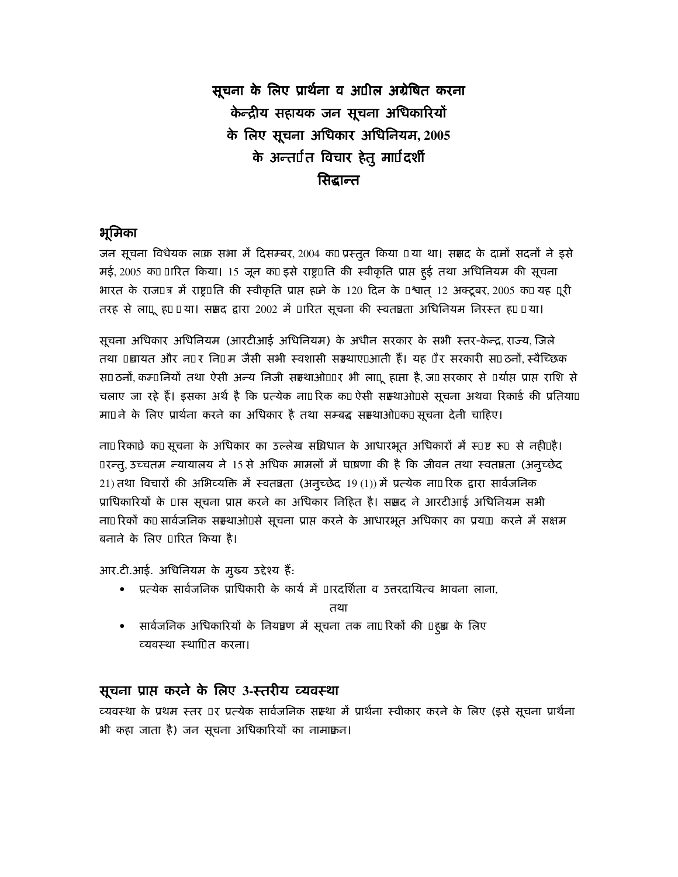# सूचना के लिए प्रार्थना व अपील अग्रेषित करना केन्द्रीय सहायक जन सूचना अधिकारियों के लिए सूचना अधिकार अधिनियम, 2005 के अन्तर्गत विचार हेतु मार्गदर्शी सिद्धान्त

## भूमिका

जन सूचना विधेयक लोक सभा में दिसम्बर, 2004 को प्रस्तुत किया गया था। संसद के दोनों सदनों ने इसे मई, 2005 को पारित किया। 15 जून को इसे राष्ट्रपति की स्वीकृति प्राप्त हुई तथा अधिनियम की सूचना भारत के राजपत्र में राष्ट्रपति की स्वीकृति प्राप्त होने के 120 दिन के पश्चात् 12 अक्टूबर, 2005 को यह पूरी तरह से लागू हो गया। संसद द्वारा 2002 में पारित सूचना की स्वतंत्रता अधिनियम निरस्त हो गया।

सूचना अधिकार अधिनियम (आरटीआई अधिनियम) के अधीन सरकार के सभी स्तर-केन्द्र, राज्य, जिले तथा पंचायत और नगर निगम जैसी सभी स्वशासी संस्थाएं आती हैं। यह गैर सरकारी संगठनों, स्वैच्छिक संगठनों, कम्पनियों तथा ऐसी अन्य निजी संस्थाओं पर भी लागू होता है, जो सरकार से पर्याप्त प्राप्त राशि से चलाए जा रहे हैं। इसका अर्थ है कि प्रत्येक नागरिक को ऐसी संस्थाओं से सूचना अथवा रिकार्ड की प्रतियां मांगने के लिए प्रार्थना करने का अधिकार है तथा सम्बद्ध संस्थाओं को सूचना देनी चाहिए।

नागरिकों को सूचना के अधिकार का उल्लेख संविधान के आधारभूत अधिकारों में स्पष्ट रूप से नहीं है। परन्तु, उच्चतम न्यायालय ने 15 से अधिक मामलों में घोषणा की है कि जीवन तथा स्वतंत्रता (अनुच्छेद 21) तथा विचारों की अभिव्यक्ति में स्वतंत्रता (अनुच्छेद 19 (1)) में प्रत्येक नागरिक द्वारा सार्वजनिक प्राधिकारियों के पास सूचना प्राप्त करने का अधिकार निहित है। संसद ने आरटीआई अधिनियम सभी नागरिकों को सार्वजनिक संस्थाओं से सूचना प्राप्त करने के आधारभूत अधिकार का प्रयोग करने में सक्षम बनाने के लिए पारित किया है।

आर.टी.आई. अधिनियम के मुख्य उद्देश्य हैं:

- प्रत्येक सार्वजनिक प्राधिकारी के कार्य में पारदर्शिता व उत्तरदायित्व भावना लाना,

  तथा

- सार्वजनिक अधिकारियों के नियंत्रण में सूचना तक नागरिकों की पहुंच के लिए व्यवस्था स्थापित करना।

## सूचना प्राप्त करने के लिए 3-स्तरीय व्यवस्था

व्यवस्था के प्रथम स्तर पर प्रत्येक सार्वजनिक संस्था में प्रार्थना स्वीकार करने के लिए (इसे सूचना प्रार्थना भी कहा जाता है) जन सूचना अधिकारियों का नामांकन।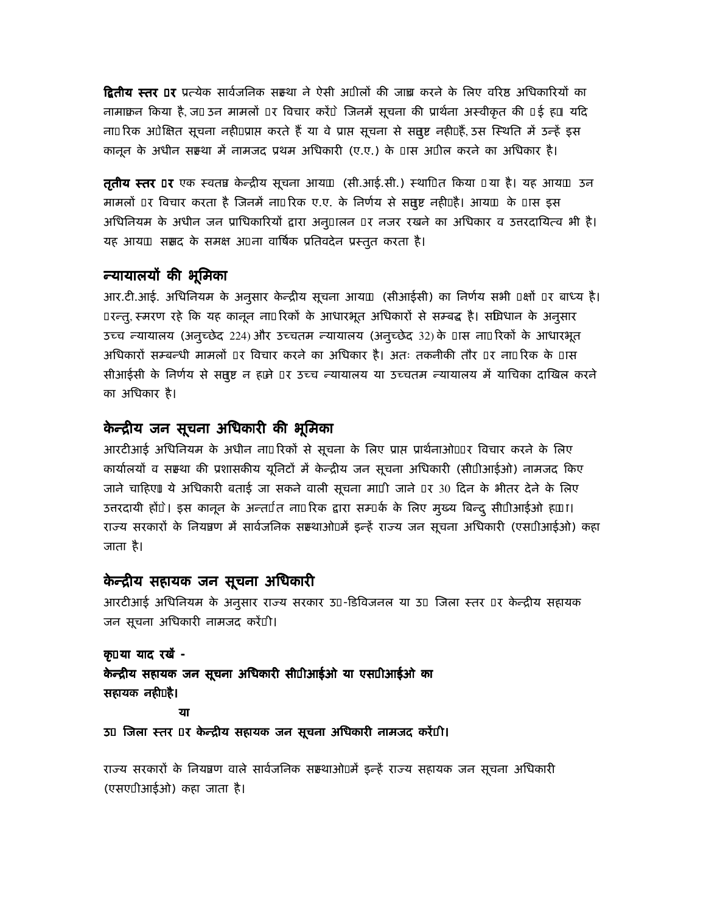**द्वितीय स्तर पर** प्रत्येक सार्वजनिक संस्था ने ऐसी अपीलों की जांच करने के लिए वरिष्ठ अधिकारियों का नामांकन किया है, जो उन मामलों पर विचार करेंगे जिनमें सूचना की प्रार्थना अस्वीकृत की गई हो। यदि नागरिक अपेक्षित सूचना नहीं प्राप्त करते हैं या वे प्राप्त सूचना से संतुष्ट नहीं हैं, उस स्थिति में उन्हें इस कानून के अधीन संस्था में नामजद प्रथम अधिकारी (ए.ए.) के पास अपील करने का अधिकार है।

**तृतीय स्तर पर** एक स्वतंत्र केन्द्रीय सूचना आयोग (सी.आई.सी.) स्थापित किया गया है। यह आयोग उन मामलों पर विचार करता है जिनमें नागरिक ए.ए. के निर्णय से संतुष्ट नहीं है। आयोग के पास इस अधिनियम के अधीन जन प्राधिकारियों द्वारा अनुपालन पर नजर रखने का अधिकार व उत्तरदायित्व भी है। यह आयोग संसद के समक्ष अपना वार्षिक प्रतिवेदन प्रस्तुत करता है।

## न्यायालयों की भूमिका

आर.टी.आई. अधिनियम के अनुसार केन्द्रीय सूचना आयोग (सीआईसी) का निर्णय सभी पक्षों पर बाध्य है। परन्तु, स्मरण रहे कि यह कानून नागरिकों के आधारभूत अधिकारों से सम्बद्ध है। संविधान के अनुसार उच्च न्यायालय (अनुच्छेद 224) और उच्चतम न्यायालय (अनुच्छेद 32) के पास नागरिकों के आधारभूत अधिकारों सम्बन्धी मामलों पर विचार करने का अधिकार है। अतः तकनीकी तौर पर नागरिक के पास सीआईसी के निर्णय से संतुष्ट न होने पर उच्च न्यायालय या उच्चतम न्यायालय में याचिका दाखिल करने का अधिकार है।

## केन्द्रीय जन सूचना अधिकारी की भूमिका

आरटीआई अधिनियम के अधीन नागरिकों से सूचना के लिए प्राप्त प्रार्थनाओं पर विचार करने के लिए कार्यालयों व संस्था की प्रशासकीय यूनिटों में केन्द्रीय जन सूचना अधिकारी (सीपीआईओ) नामजद किए जाने चाहिए। ये अधिकारी बताई जा सकने वाली सूचना मांगी जाने पर 30 दिन के भीतर देने के लिए उत्तरदायी होंगे। इस कानून के अन्तर्गत नागरिक द्वारा सम्पर्क के लिए मुख्य बिन्दु सीपीआईओ होगा। राज्य सरकारों के नियंत्रण में सार्वजनिक संस्थाओं में इन्हें राज्य जन सूचना अधिकारी (एसपीआईओ) कहा जाता है।

## केन्द्रीय सहायक जन सूचना अधिकारी

आरटीआई अधिनियम के अनुसार राज्य सरकार उप-डिविजनल या उप जिला स्तर पर केन्द्रीय सहायक जन सूचना अधिकारी नामजद करेंगी।

**कृपया याद रखें -**

**केन्द्रीय सहायक जन सूचना अधिकारी सीपीआईओ या एसपीआईओ का सहायक नहीं है।**

**या**

**उप जिला स्तर पर केन्द्रीय सहायक जन सूचना अधिकारी नामजद करेंगी।**

राज्य सरकारों के नियंत्रण वाले सार्वजनिक संस्थाओं में इन्हें राज्य सहायक जन सूचना अधिकारी (एसएपीआईओ) कहा जाता है।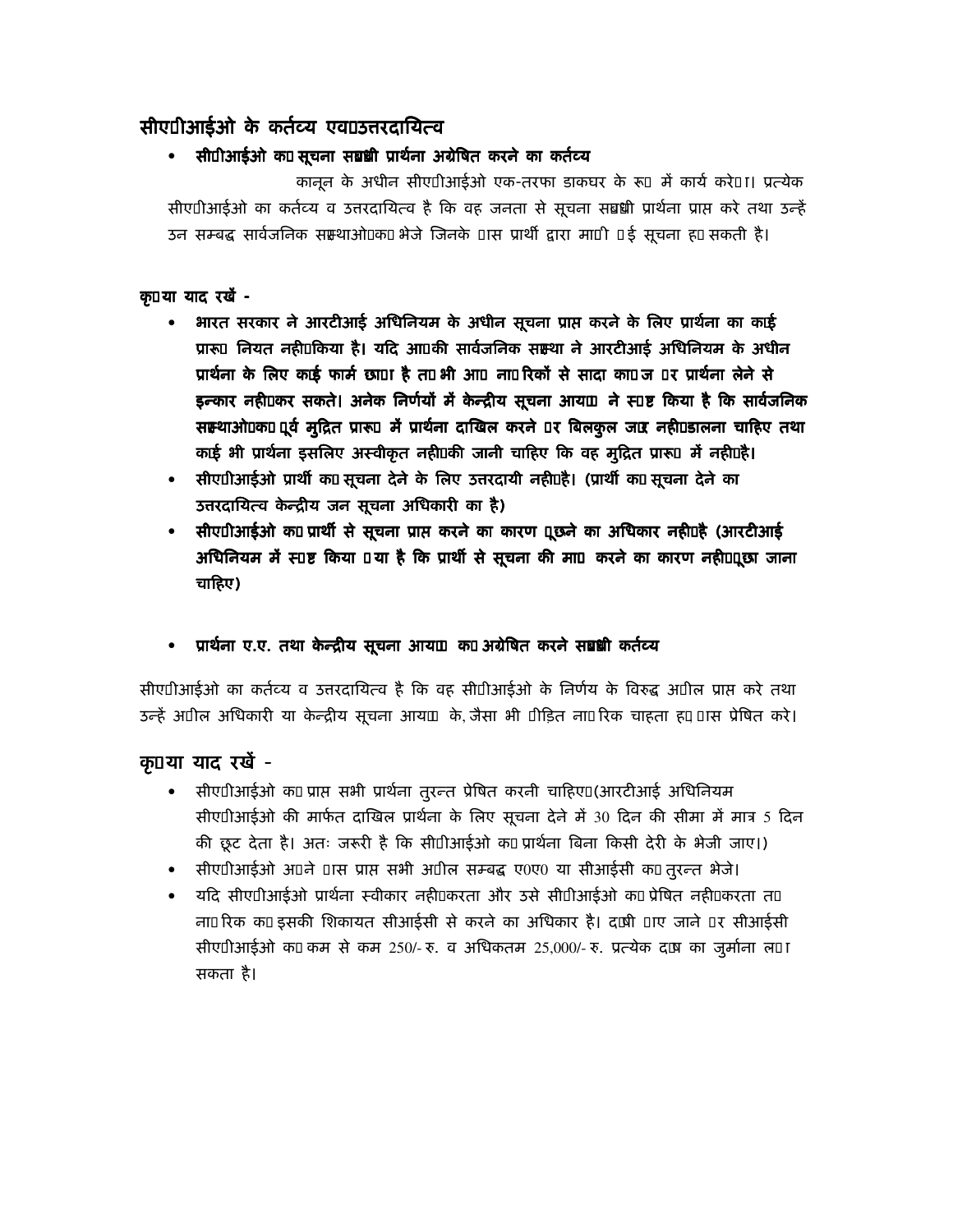## सीएपीआईओ के कर्तव्य एवं उत्तरदायित्व

- **सीपीआईओ को सूचना सम्बंधी प्रार्थना अग्रेषित करने का कर्तव्य**

कानून के अधीन सीएपीआईओ एक-तरफा डाकघर के रूप में कार्य करेगा। प्रत्येक सीएपीआईओ का कर्तव्य व उत्तरदायित्व है कि वह जनता से सूचना सम्बंधी प्रार्थना प्राप्त करे तथा उन्हें उन सम्बद्ध सार्वजनिक संस्थाओं को भेजे जिनके पास प्रार्थी द्वारा मांगी गई सूचना हो सकती है।

**कृपया याद रखें -**

- **भारत सरकार ने आरटीआई अधिनियम के अधीन सूचना प्राप्त करने के लिए प्रार्थना का कोई प्रारूप नियत नहीं किया है। यदि आपकी सार्वजनिक संस्था ने आरटीआई अधिनियम के अधीन प्रार्थना के लिए कोई फार्म छापा है तो भी आप नागरिकों से सादा कागज पर प्रार्थना लेने से इन्कार नहीं कर सकते। अनेक निर्णयों में केन्द्रीय सूचना आयोग ने स्पष्ट किया है कि सार्वजनिक संस्थाओं को पूर्व मुद्रित प्रारूप में प्रार्थना दाखिल करने पर बिलकुल जोर नहीं डालना चाहिए तथा कोई भी प्रार्थना इसलिए अस्वीकृत नहीं की जानी चाहिए कि वह मुद्रित प्रारूप में नहीं है।**
- **सीएपीआईओ प्रार्थी को सूचना देने के लिए उत्तरदायी नहीं है। (प्रार्थी को सूचना देने का उत्तरदायित्व केन्द्रीय जन सूचना अधिकारी का है)**
- **सीएपीआईओ को प्रार्थी से सूचना प्राप्त करने का कारण पूछने का अधिकार नहीं है (आरटीआई अधिनियम में स्पष्ट किया गया है कि प्रार्थी से सूचना की मांग करने का कारण नहीं पूछा जाना चाहिए)**

- **प्रार्थना ए.ए. तथा केन्द्रीय सूचना आयोग को अग्रेषित करने सम्बंधी कर्तव्य**

सीएपीआईओ का कर्तव्य व उत्तरदायित्व है कि वह सीपीआईओ के निर्णय के विरुद्ध अपील प्राप्त करे तथा उन्हें अपील अधिकारी या केन्द्रीय सूचना आयोग के, जैसा भी पीड़ित नागरिक चाहता हो पास प्रेषित करे।

## कृपया याद रखें -

- सीएपीआईओ को प्राप्त सभी प्रार्थना तुरन्त प्रेषित करनी चाहिए। (आरटीआई अधिनियम सीएपीआईओ की मार्फत दाखिल प्रार्थना के लिए सूचना देने में 30 दिन की सीमा में मात्र 5 दिन की छूट देता है। अतः जरूरी है कि सीपीआईओ को प्रार्थना बिना किसी देरी के भेजी जाए।)
- सीएपीआईओ अपने पास प्राप्त सभी अपील सम्बद्ध ए0ए0 या सीआईसी को तुरन्त भेजे।
- यदि सीएपीआईओ प्रार्थना स्वीकार नहीं करता और उसे सीपीआईओ को प्रेषित नहीं करता तो नागरिक को इसकी शिकायत सीआईसी से करने का अधिकार है। दोषी पाए जाने पर सीआईसी सीएपीआईओ को कम से कम 250/- रु. व अधिकतम 25,000/- रु. प्रत्येक दोष का जुर्माना लगा सकता है।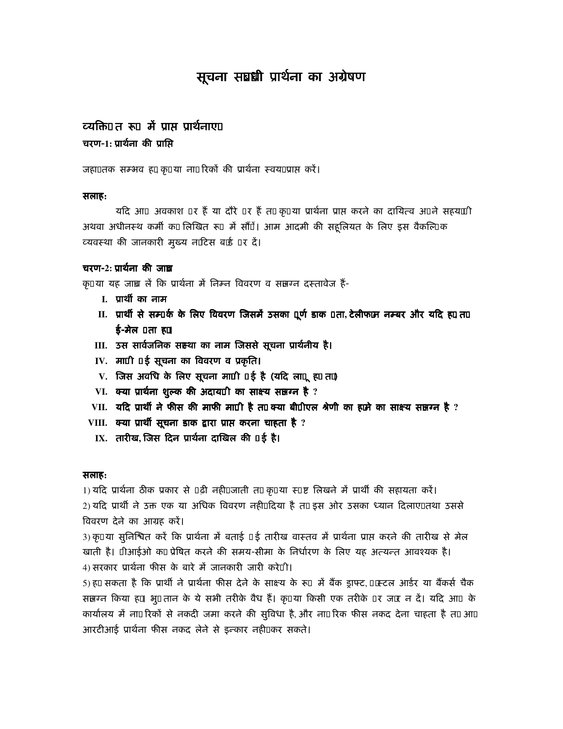# सूचना सम्बंधी प्रार्थना का अग्रेषण

### व्यक्तिगत रूप में प्राप्त प्रार्थनाएं

**चरण-1: प्रार्थना की प्राप्ति**

जहां तक सम्भव हो कृपया नागरिकों की प्रार्थना स्वयं प्राप्त करें।

**सलाहः**

यदि आप अवकाश पर हैं या दौरे पर हैं तो कृपया प्रार्थना प्राप्त करने का दायित्व अपने सहयोगी अथवा अधीनस्थ कर्मी को लिखित रूप में सौंपें। आम आदमी की सहूलियत के लिए इस वैकल्पिक व्यवस्था की जानकारी मुख्य नोटिस बोर्ड पर दें।

**चरण-2: प्रार्थना की जांच**

कृपया यह जांच लें कि प्रार्थना में निम्न विवरण व संलग्न दस्तावेज हैं-

- **I. प्रार्थी का नाम**
- **II. प्रार्थी से सम्पर्क के लिए विवरण जिसमें उसका पूर्ण डाक पता, टेलीफोन नम्बर और यदि हो तो ई-मेल पता हो।**
- **III. उस सार्वजनिक संस्था का नाम जिससे सूचना प्रार्थनीय है।**
- **IV. मांगी गई सूचना का विवरण व प्रकृति।**
- **V. जिस अवधि के लिए सूचना मांगी गई है (यदि लागू हो तो)**
- **VI. क्या प्रार्थना शुल्क की अदायगी का साक्ष्य संलग्न है ?**
- **VII. यदि प्रार्थी ने फीस की माफी मांगी है तो क्या बीपीएल श्रेणी का होने का साक्ष्य संलग्न है ?**
- **VIII. क्या प्रार्थी सूचना डाक द्वारा प्राप्त करना चाहता है ?**
- **IX. तारीख, जिस दिन प्रार्थना दाखिल की गई है।**

**सलाहः**

1) यदि प्रार्थना ठीक प्रकार से पढ़ी नहीं जाती तो कृपया स्पष्ट लिखने में प्रार्थी की सहायता करें।

2) यदि प्रार्थी ने उक्त एक या अधिक विवरण नहीं दिया है तो इस ओर उसका ध्यान दिलाएं तथा उससे विवरण देने का आग्रह करें।

3) कृपया सुनिश्चित करें कि प्रार्थना में बताई गई तारीख वास्तव में प्रार्थना प्राप्त करने की तारीख से मेल खाती है। पीआईओ को प्रेषित करने की समय-सीमा के निर्धारण के लिए यह अत्यन्त आवश्यक है।

4) सरकार प्रार्थना फीस के बारे में जानकारी जारी करेगी।

5) हो सकता है कि प्रार्थी ने प्रार्थना फीस देने के साक्ष्य के रूप में बैंक ड्राफ्ट, पोस्टल आर्डर या बैंकर्स चैक संलग्न किया हो। भुगतान के ये सभी तरीके वैध हैं। कृपया किसी एक तरीके पर जोर न दें। यदि आप के कार्यालय में नागरिकों से नकदी जमा करने की सुविधा है, और नागरिक फीस नकद देना चाहता है तो आप आरटीआई प्रार्थना फीस नकद लेने से इन्कार नहीं कर सकते।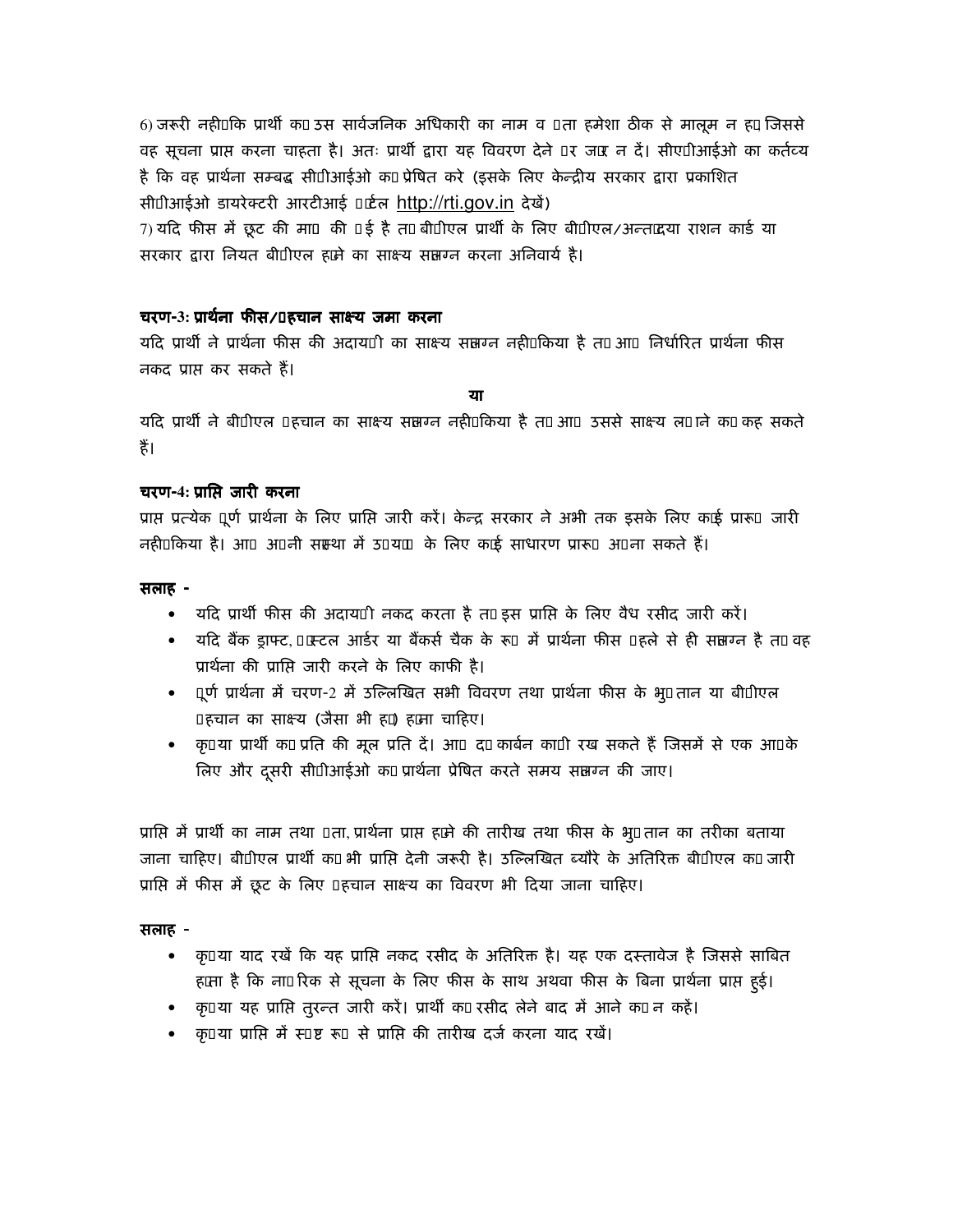6) जरूरी नहीं कि प्रार्थी को उस सार्वजनिक अधिकारी का नाम व पता हमेशा ठीक से मालूम न हो जिससे वह सूचना प्राप्त करना चाहता है। अतः प्रार्थी द्वारा यह विवरण देने पर जोर न दें। सीएपीआईओ का कर्तव्य है कि वह प्रार्थना सम्बद्ध सीपीआईओ को प्रेषित करे (इसके लिए केन्द्रीय सरकार द्वारा प्रकाशित सीपीआईओ डायरेक्टरी आरटीआई पोर्टल http://rti.gov.in देखें)

7) यदि फीस में छूट की माँग की गई है तो बीपीएल प्रार्थी के लिए बीपीएल/अन्त्योदया राशन कार्ड या सरकार द्वारा नियत बीपीएल होने का साक्ष्य संलग्न करना अनिवार्य है।

**चरण-3: प्रार्थना फीस/पहचान साक्ष्य जमा करना**

यदि प्रार्थी ने प्रार्थना फीस की अदायगी का साक्ष्य संलग्न नहीं किया है तो आप निर्धारित प्रार्थना फीस नकद प्राप्त कर सकते हैं।

**या**

यदि प्रार्थी ने बीपीएल पहचान का साक्ष्य संलग्न नहीं किया है तो आप उससे साक्ष्य लाने को कह सकते हैं।

**चरण-4: प्राप्ति जारी करना**

प्राप्त प्रत्येक पूर्ण प्रार्थना के लिए प्राप्ति जारी करें। केन्द्र सरकार ने अभी तक इसके लिए कोई प्रारूप जारी नहीं किया है। आप अपनी संस्था में उपयोग के लिए कोई साधारण प्रारूप अपना सकते हैं।

**सलाह -**

- यदि प्रार्थी फीस की अदायगी नकद करता है तो इस प्राप्ति के लिए वैध रसीद जारी करें।
- यदि बैंक ड्राफ्ट, पोस्टल आर्डर या बैंकर्स चैक के रूप में प्रार्थना फीस पहले से ही संलग्न है तो वह प्रार्थना की प्राप्ति जारी करने के लिए काफी है।
- पूर्ण प्रार्थना में चरण-2 में उल्लिखित सभी विवरण तथा प्रार्थना फीस के भुगतान या बीपीएल पहचान का साक्ष्य (जैसा भी हो) होना चाहिए।
- कृपया प्रार्थी को प्रति की मूल प्रति दें। आप दो कार्बन कापी रख सकते हैं जिसमें से एक आपके लिए और दूसरी सीपीआईओ को प्रार्थना प्रेषित करते समय संलग्न की जाए।

प्राप्ति में प्रार्थी का नाम तथा पता, प्रार्थना प्राप्त होने की तारीख तथा फीस के भुगतान का तरीका बताया जाना चाहिए। बीपीएल प्रार्थी को भी प्राप्ति देनी जरूरी है। उल्लिखित ब्यौरे के अतिरिक्त बीपीएल को जारी प्राप्ति में फीस में छूट के लिए पहचान साक्ष्य का विवरण भी दिया जाना चाहिए।

**सलाह -**

- कृपया याद रखें कि यह प्राप्ति नकद रसीद के अतिरिक्त है। यह एक दस्तावेज है जिससे साबित होता है कि नागरिक से सूचना के लिए फीस के साथ अथवा फीस के बिना प्रार्थना प्राप्त हुई।
- कृपया यह प्राप्ति तुरन्त जारी करें। प्रार्थी को रसीद लेने बाद में आने को न कहें।
- कृपया प्राप्ति में स्पष्ट रूप से प्राप्ति की तारीख दर्ज करना याद रखें।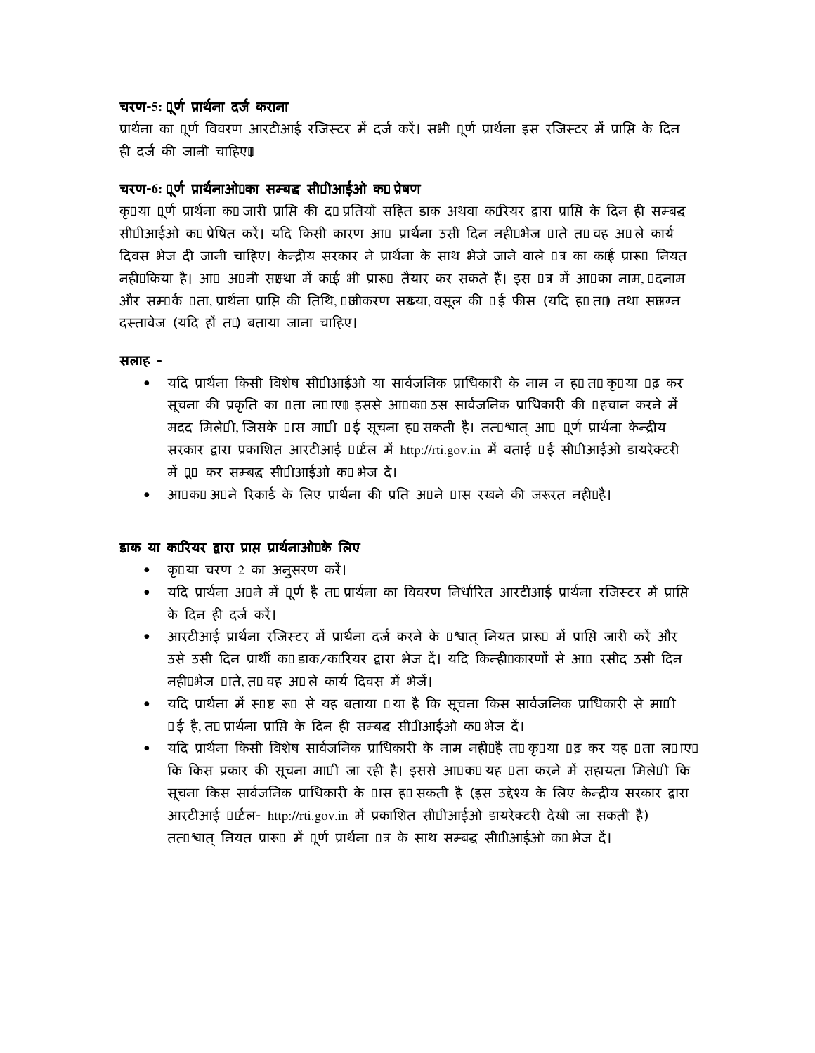### चरण-5: पूर्ण प्रार्थना दर्ज कराना

प्रार्थना का पूर्ण विवरण आरटीआई रजिस्टर में दर्ज करें। सभी पूर्ण प्रार्थना इस रजिस्टर में प्राप्ति के दिन ही दर्ज की जानी चाहिए।

### चरण-6: पूर्ण प्रार्थनाओं का सम्बद्ध सीपीआईओ को प्रेषण

कृपया पूर्ण प्रार्थना को जारी प्राप्ति की दो प्रतियों सहित डाक अथवा कूरियर द्वारा प्राप्ति के दिन ही सम्बद्ध सीपीआईओ को प्रेषित करें। यदि किसी कारण आप प्रार्थना उसी दिन नहीं भेज पाते तो वह अगले कार्य दिवस भेज दी जानी चाहिए। केन्द्रीय सरकार ने प्रार्थना के साथ भेजे जाने वाले पत्र का कोई प्रारूप नियत नहीं किया है। आप अपनी संस्था में कोई भी प्रारूप तैयार कर सकते हैं। इस पत्र में आपका नाम, पदनाम और सम्पर्क पता, प्रार्थना प्राप्ति की तिथि, पंजीकरण संख्या, वसूल की गई फीस (यदि हो तो) तथा संलग्न दस्तावेज (यदि हों तो) बताया जाना चाहिए।

**सलाह -**

- यदि प्रार्थना किसी विशेष सीपीआईओ या सार्वजनिक प्राधिकारी के नाम न हो तो कृपया पढ़ कर सूचना की प्रकृति का पता लगाएं। इससे आपको उस सार्वजनिक प्राधिकारी की पहचान करने में मदद मिलेगी, जिसके पास मांगी गई सूचना हो सकती है। तत्पश्चात् आप पूर्ण प्रार्थना केन्द्रीय सरकार द्वारा प्रकाशित आरटीआई पोर्टल में http://rti.gov.in में बताई गई सीपीआईओ डायरेक्टरी में ढूंढ कर सम्बद्ध सीपीआईओ को भेज दें।
- आपको अपने रिकार्ड के लिए प्रार्थना की प्रति अपने पास रखने की जरूरत नहीं है।

### डाक या कूरियर द्वारा प्राप्त प्रार्थनाओं के लिए

- कृपया चरण 2 का अनुसरण करें।
- यदि प्रार्थना अपने में पूर्ण है तो प्रार्थना का विवरण निर्धारित आरटीआई प्रार्थना रजिस्टर में प्राप्ति के दिन ही दर्ज करें।
- आरटीआई प्रार्थना रजिस्टर में प्रार्थना दर्ज करने के पश्चात् नियत प्रारूप में प्राप्ति जारी करें और उसे उसी दिन प्रार्थी को डाक/कूरियर द्वारा भेज दें। यदि किन्हीं कारणों से आप रसीद उसी दिन नहीं भेज पाते, तो वह अगले कार्य दिवस में भेजें।
- यदि प्रार्थना में स्पष्ट रूप से यह बताया गया है कि सूचना किस सार्वजनिक प्राधिकारी से मांगी गई है, तो प्रार्थना प्राप्ति के दिन ही सम्बद्ध सीपीआईओ को भेज दें।
- यदि प्रार्थना किसी विशेष सार्वजनिक प्राधिकारी के नाम नहीं है तो कृपया पढ़ कर यह पता लगाएं कि किस प्रकार की सूचना मांगी जा रही है। इससे आपको यह पता करने में सहायता मिलेगी कि सूचना किस सार्वजनिक प्राधिकारी के पास हो सकती है (इस उद्देश्य के लिए केन्द्रीय सरकार द्वारा आरटीआई पोर्टल- http://rti.gov.in में प्रकाशित सीपीआईओ डायरेक्टरी देखी जा सकती है) तत्पश्चात् नियत प्रारूप में पूर्ण प्रार्थना पत्र के साथ सम्बद्ध सीपीआईओ को भेज दें।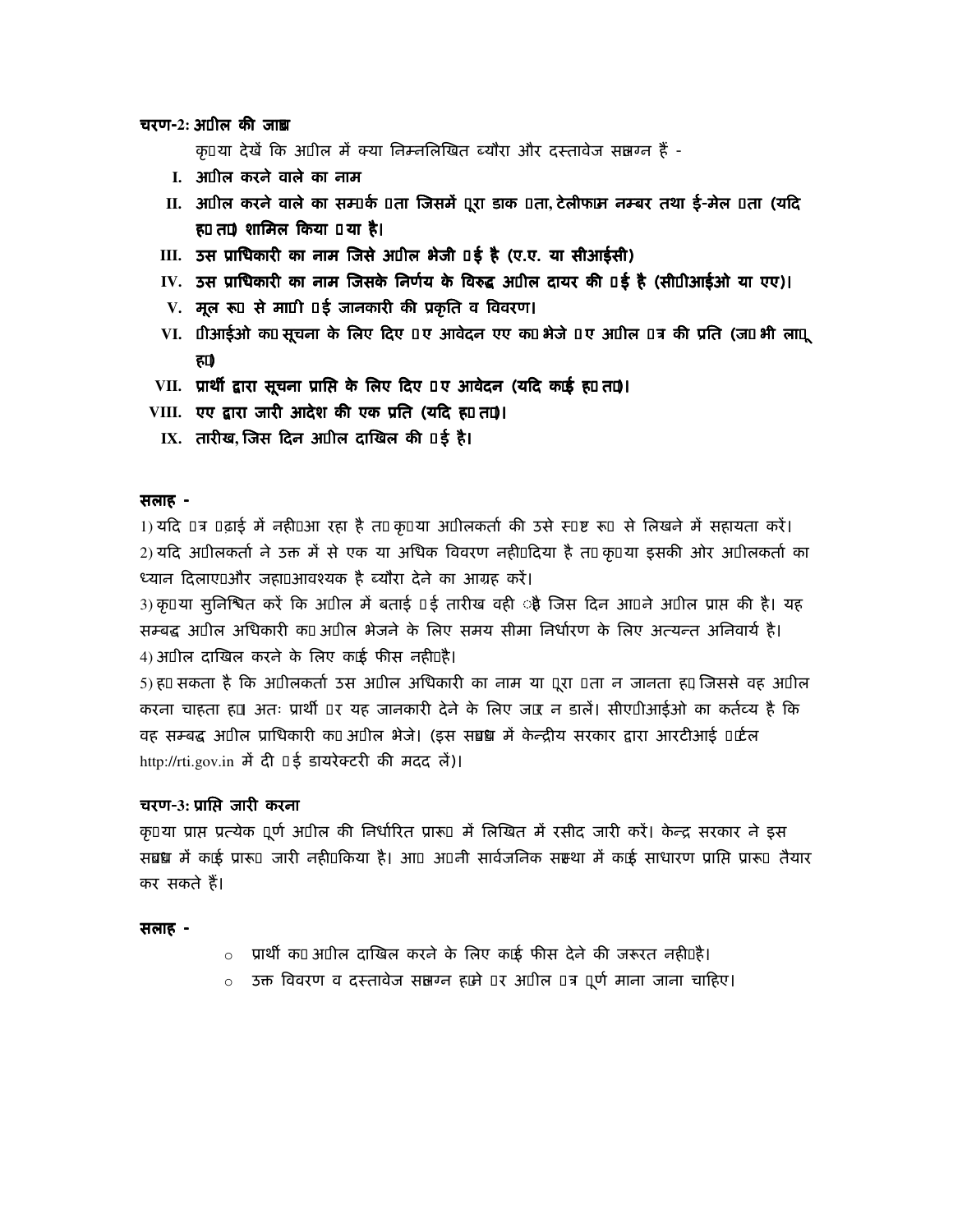**चरण-2: अपील की जांच**

कृपया देखें कि अपील में क्या निम्नलिखित ब्यौरा और दस्तावेज संलग्न हैं -

- **I. अपील करने वाले का नाम**
- **II. अपील करने वाले का सम्पर्क पता जिसमें पूरा डाक पता, टेलीफोन नम्बर तथा ई-मेल पता (यदि हो तो) शामिल किया गया है।**
- **III. उस प्राधिकारी का नाम जिसे अपील भेजी गई है (ए.ए. या सीआईसी)**
- **IV. उस प्राधिकारी का नाम जिसके निर्णय के विरुद्ध अपील दायर की गई है (सीपीआईओ या एए)।**
- **V. मूल रूप से मांगी गई जानकारी की प्रकृति व विवरण।**
- **VI. पीआईओ को सूचना के लिए दिए गए आवेदन एए को भेजे गए अपील पत्र की प्रति (जो भी लागू हो)**
- **VII. प्रार्थी द्वारा सूचना प्राप्ति के लिए दिए गए आवेदन (यदि कोई हो तो)।**
- **VIII. एए द्वारा जारी आदेश की एक प्रति (यदि हो तो)।**
- **IX. तारीख, जिस दिन अपील दाखिल की गई है।**

**सलाह -**

1) यदि पत्र पढ़ाई में नहीं आ रहा है तो कृपया अपीलकर्ता की उसे स्पष्ट रूप से लिखने में सहायता करें।
2) यदि अपीलकर्ता ने उक्त में से एक या अधिक विवरण नहीं दिया है तो कृपया इसकी ओर अपीलकर्ता का ध्यान दिलाएं और जहां आवश्यक है ब्यौरा देने का आग्रह करें।
3) कृपया सुनिश्चित करें कि अपील में बताई गई तारीख वही है जिस दिन आपने अपील प्राप्त की है। यह सम्बद्ध अपील अधिकारी को अपील भेजने के लिए समय सीमा निर्धारण के लिए अत्यन्त अनिवार्य है।
4) अपील दाखिल करने के लिए कोई फीस नहीं है।
5) हो सकता है कि अपीलकर्ता उस अपील अधिकारी का नाम या पूरा पता न जानता हो जिससे वह अपील करना चाहता हो। अतः प्रार्थी पर यह जानकारी देने के लिए जोर न डालें। सीएपीआईओ का कर्तव्य है कि वह सम्बद्ध अपील प्राधिकारी को अपील भेजे। (इस संबंध में केन्द्रीय सरकार द्वारा आरटीआई पोर्टल http://rti.gov.in में दी गई डायरेक्टरी की मदद लें)।

**चरण-3: प्राप्ति जारी करना**

कृपया प्राप्त प्रत्येक पूर्ण अपील की निर्धारित प्रारूप में लिखित में रसीद जारी करें। केन्द्र सरकार ने इस संबंध में कोई प्रारूप जारी नहीं किया है। आप अपनी सार्वजनिक संस्था में कोई साधारण प्राप्ति प्रारूप तैयार कर सकते हैं।

**सलाह -**

- प्रार्थी को अपील दाखिल करने के लिए कोई फीस देने की जरूरत नहीं है।
- उक्त विवरण व दस्तावेज संलग्न होने पर अपील पत्र पूर्ण माना जाना चाहिए।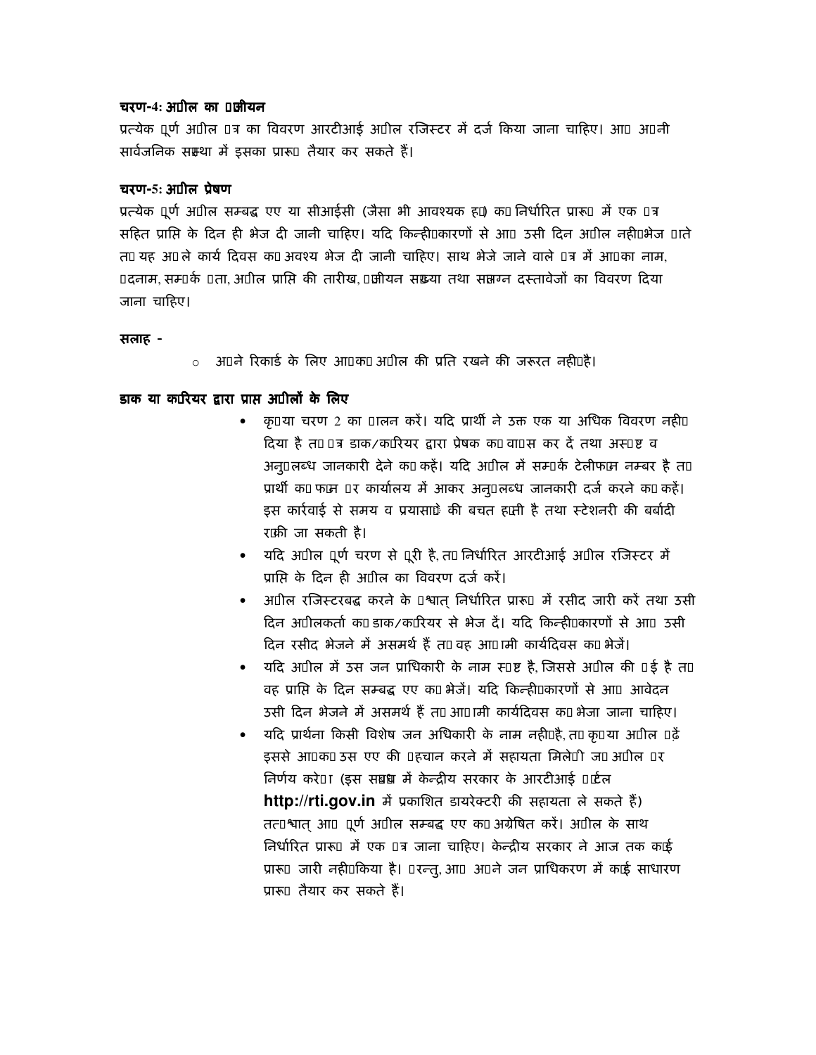**चरण-4: अपील का पंजीयन**

प्रत्येक पूर्ण अपील पत्र का विवरण आरटीआई अपील रजिस्टर में दर्ज किया जाना चाहिए। आप अपनी सार्वजनिक संस्था में इसका प्रारूप तैयार कर सकते हैं।

**चरण-5: अपील प्रेषण**

प्रत्येक पूर्ण अपील सम्बद्ध एए या सीआईसी (जैसा भी आवश्यक हो) को निर्धारित प्रारूप में एक पत्र सहित प्राप्ति के दिन ही भेज दी जानी चाहिए। यदि किन्हीं कारणों से आप उसी दिन अपील नहीं भेज पाते तो यह अगले कार्य दिवस को अवश्य भेज दी जानी चाहिए। साथ भेजे जाने वाले पत्र में आपका नाम, पदनाम, सम्पर्क पता, अपील प्राप्ति की तारीख, पंजीयन संख्या तथा संलग्न दस्तावेजों का विवरण दिया जाना चाहिए।

**सलाह -**

- अपने रिकार्ड के लिए आपको अपील की प्रति रखने की जरूरत नहीं है।

**डाक या कूरियर द्वारा प्राप्त अपीलों के लिए**

- कृपया चरण 2 का पालन करें। यदि प्रार्थी ने उक्त एक या अधिक विवरण नहीं दिया है तो पत्र डाक/कूरियर द्वारा प्रेषक को वापस कर दें तथा अस्पष्ट व अनुपलब्ध जानकारी देने को कहें। यदि अपील में सम्पर्क टेलीफोन नम्बर है तो प्रार्थी को फोन पर कार्यालय में आकर अनुपलब्ध जानकारी दर्ज करने को कहें। इस कार्रवाई से समय व प्रयासों की बचत होती है तथा स्टेशनरी की बर्बादी रोकी जा सकती है।
- यदि अपील पूर्ण चरण से पूरी है, तो निर्धारित आरटीआई अपील रजिस्टर में प्राप्ति के दिन ही अपील का विवरण दर्ज करें।
- अपील रजिस्टरबद्ध करने के पश्चात् निर्धारित प्रारूप में रसीद जारी करें तथा उसी दिन अपीलकर्ता को डाक/कूरियर से भेज दें। यदि किन्हीं कारणों से आप उसी दिन रसीद भेजने में असमर्थ हैं तो वह आगामी कार्यदिवस को भेजें।
- यदि अपील में उस जन प्राधिकारी के नाम स्पष्ट है, जिससे अपील की गई है तो वह प्राप्ति के दिन सम्बद्ध एए को भेजें। यदि किन्हीं कारणों से आप आवेदन उसी दिन भेजने में असमर्थ हैं तो आगामी कार्यदिवस को भेजा जाना चाहिए।
- यदि प्रार्थना किसी विशेष जन अधिकारी के नाम नहीं है, तो कृपया अपील पढ़ें इससे आपको उस एए की पहचान करने में सहायता मिलेगी जो अपील पर निर्णय करेगा (इस संबंध में केन्द्रीय सरकार के आरटीआई पोर्टल **http://rti.gov.in** में प्रकाशित डायरेक्टरी की सहायता ले सकते हैं) तत्पश्चात् आप पूर्ण अपील सम्बद्ध एए को अग्रेषित करें। अपील के साथ निर्धारित प्रारूप में एक पत्र जाना चाहिए। केन्द्रीय सरकार ने आज तक कोई प्रारूप जारी नहीं किया है। परन्तु, आप अपने जन प्राधिकरण में कोई साधारण प्रारूप तैयार कर सकते हैं।